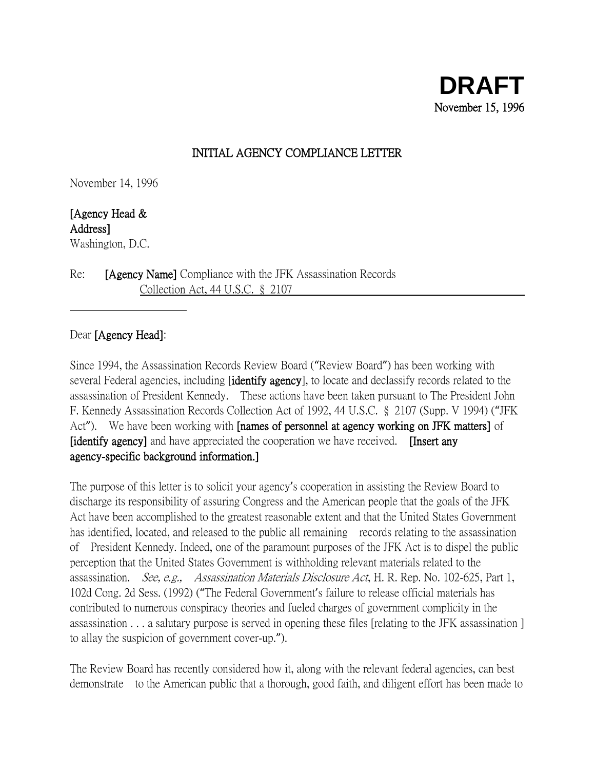**DRAFT**
November 15, 1996

## INITIAL AGENCY COMPLIANCE LETTER

November 14, 1996

**[Agency Head & Address]**
Washington, D.C.

Re: **[Agency Name]** Compliance with the JFK Assassination Records Collection Act, 44 U.S.C. § 2107

Dear **[Agency Head]**:

Since 1994, the Assassination Records Review Board ("Review Board") has been working with several Federal agencies, including **[identify agency]**, to locate and declassify records related to the assassination of President Kennedy. These actions have been taken pursuant to The President John F. Kennedy Assassination Records Collection Act of 1992, 44 U.S.C. § 2107 (Supp. V 1994) ("JFK Act"). We have been working with **[names of personnel at agency working on JFK matters]** of **[identify agency]** and have appreciated the cooperation we have received. **[Insert any agency-specific background information.]**

The purpose of this letter is to solicit your agency's cooperation in assisting the Review Board to discharge its responsibility of assuring Congress and the American people that the goals of the JFK Act have been accomplished to the greatest reasonable extent and that the United States Government has identified, located, and released to the public all remaining records relating to the assassination of President Kennedy. Indeed, one of the paramount purposes of the JFK Act is to dispel the public perception that the United States Government is withholding relevant materials related to the assassination. *See, e.g., Assassination Materials Disclosure Act*, H. R. Rep. No. 102-625, Part 1, 102d Cong. 2d Sess. (1992) ("The Federal Government's failure to release official materials has contributed to numerous conspiracy theories and fueled charges of government complicity in the assassination . . . a salutary purpose is served in opening these files [relating to the JFK assassination ] to allay the suspicion of government cover-up.").

The Review Board has recently considered how it, along with the relevant federal agencies, can best demonstrate to the American public that a thorough, good faith, and diligent effort has been made to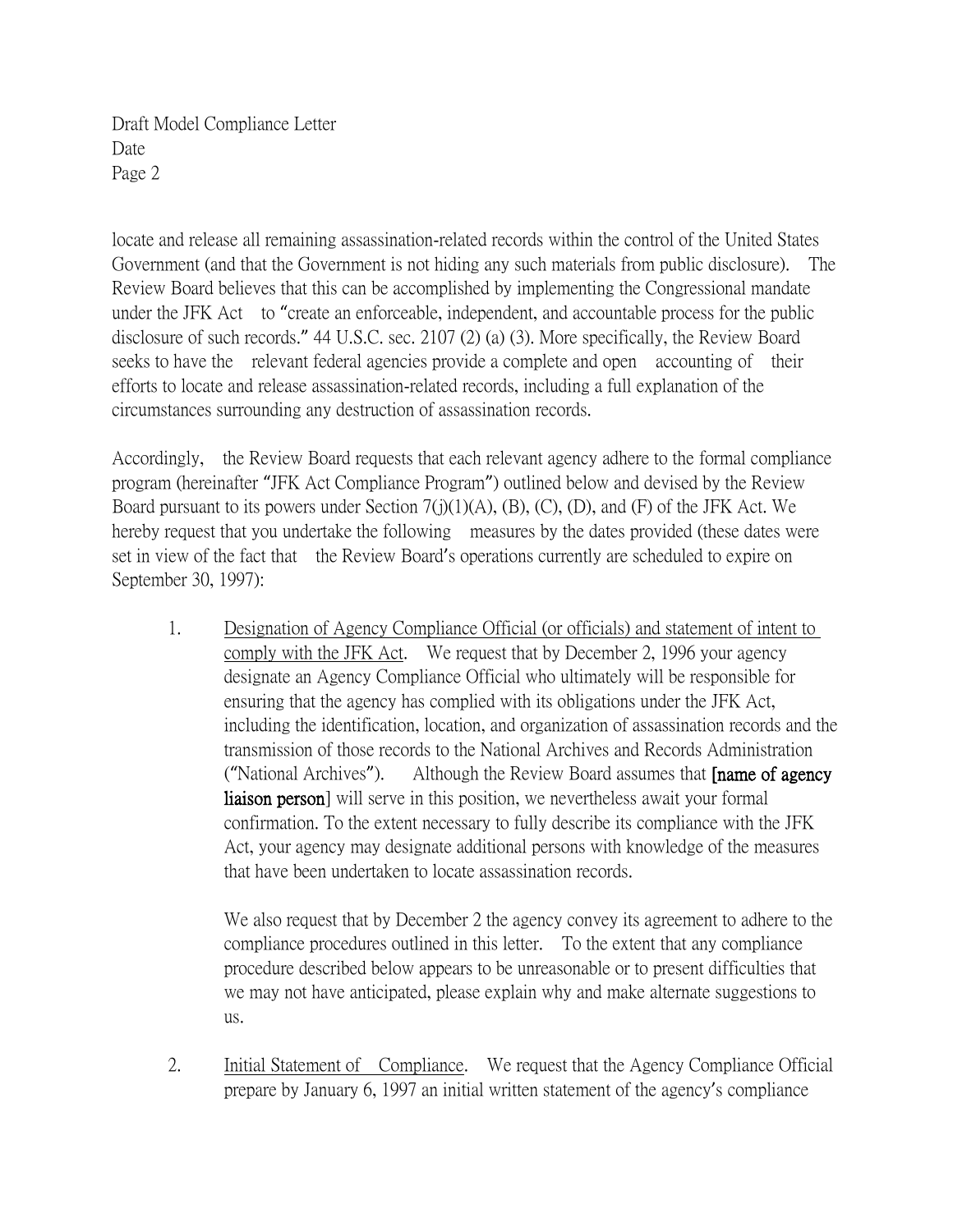locate and release all remaining assassination-related records within the control of the United States Government (and that the Government is not hiding any such materials from public disclosure). The Review Board believes that this can be accomplished by implementing the Congressional mandate under the JFK Act to "create an enforceable, independent, and accountable process for the public disclosure of such records." 44 U.S.C. sec. 2107 (2) (a) (3). More specifically, the Review Board seeks to have the relevant federal agencies provide a complete and open accounting of their efforts to locate and release assassination-related records, including a full explanation of the circumstances surrounding any destruction of assassination records.

Accordingly, the Review Board requests that each relevant agency adhere to the formal compliance program (hereinafter "JFK Act Compliance Program") outlined below and devised by the Review Board pursuant to its powers under Section 7(j)(1)(A), (B), (C), (D), and (F) of the JFK Act. We hereby request that you undertake the following measures by the dates provided (these dates were set in view of the fact that the Review Board's operations currently are scheduled to expire on September 30, 1997):

1. <u>Designation of Agency Compliance Official (or officials) and statement of intent to comply with the JFK Act</u>. We request that by December 2, 1996 your agency designate an Agency Compliance Official who ultimately will be responsible for ensuring that the agency has complied with its obligations under the JFK Act, including the identification, location, and organization of assassination records and the transmission of those records to the National Archives and Records Administration ("National Archives"). Although the Review Board assumes that **[name of agency liaison person]** will serve in this position, we nevertheless await your formal confirmation. To the extent necessary to fully describe its compliance with the JFK Act, your agency may designate additional persons with knowledge of the measures that have been undertaken to locate assassination records.

   We also request that by December 2 the agency convey its agreement to adhere to the compliance procedures outlined in this letter. To the extent that any compliance procedure described below appears to be unreasonable or to present difficulties that we may not have anticipated, please explain why and make alternate suggestions to us.

2. <u>Initial Statement of Compliance</u>. We request that the Agency Compliance Official prepare by January 6, 1997 an initial written statement of the agency's compliance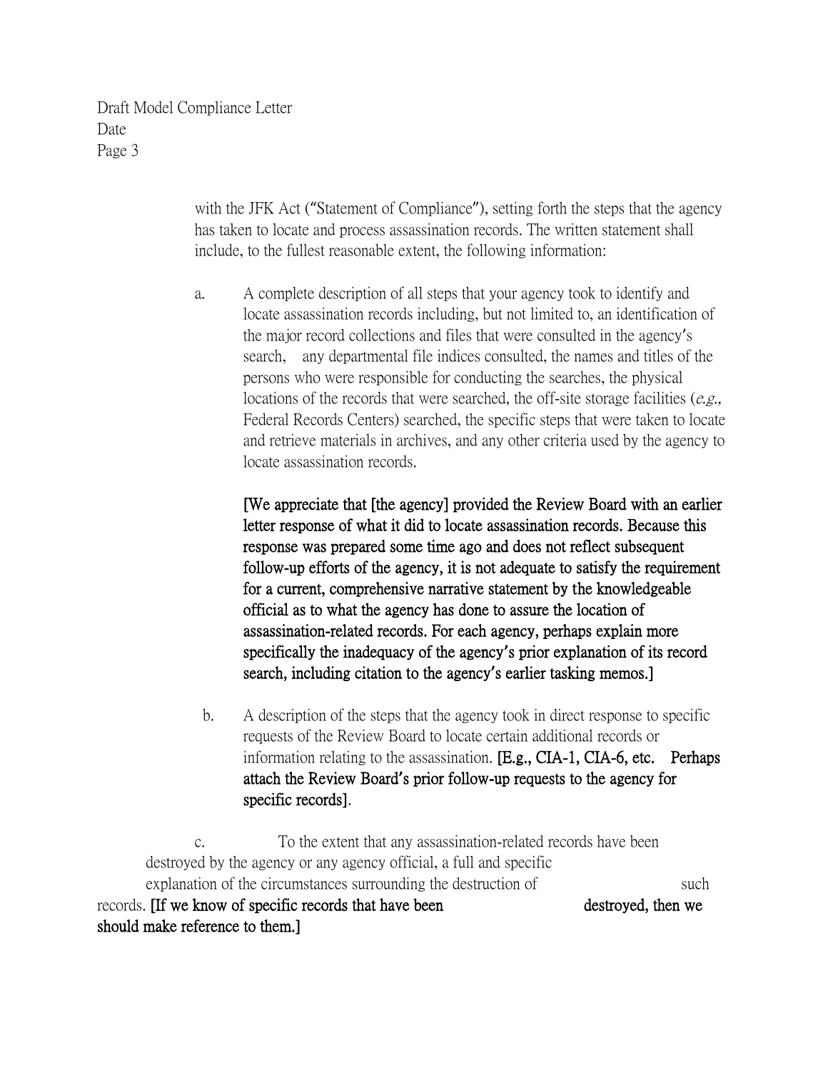with the JFK Act ("Statement of Compliance"), setting forth the steps that the agency has taken to locate and process assassination records. The written statement shall include, to the fullest reasonable extent, the following information:

a. A complete description of all steps that your agency took to identify and locate assassination records including, but not limited to, an identification of the major record collections and files that were consulted in the agency's search, any departmental file indices consulted, the names and titles of the persons who were responsible for conducting the searches, the physical locations of the records that were searched, the off-site storage facilities (*e.g.,* Federal Records Centers) searched, the specific steps that were taken to locate and retrieve materials in archives, and any other criteria used by the agency to locate assassination records.

   **[We appreciate that [the agency] provided the Review Board with an earlier letter response of what it did to locate assassination records. Because this response was prepared some time ago and does not reflect subsequent follow-up efforts of the agency, it is not adequate to satisfy the requirement for a current, comprehensive narrative statement by the knowledgeable official as to what the agency has done to assure the location of assassination-related records. For each agency, perhaps explain more specifically the inadequacy of the agency's prior explanation of its record search, including citation to the agency's earlier tasking memos.]**

b. A description of the steps that the agency took in direct response to specific requests of the Review Board to locate certain additional records or information relating to the assassination. **[E.g., CIA-1, CIA-6, etc. Perhaps attach the Review Board's prior follow-up requests to the agency for specific records]**.

c. To the extent that any assassination-related records have been destroyed by the agency or any agency official, a full and specific explanation of the circumstances surrounding the destruction of such records. **[If we know of specific records that have been destroyed, then we should make reference to them.]**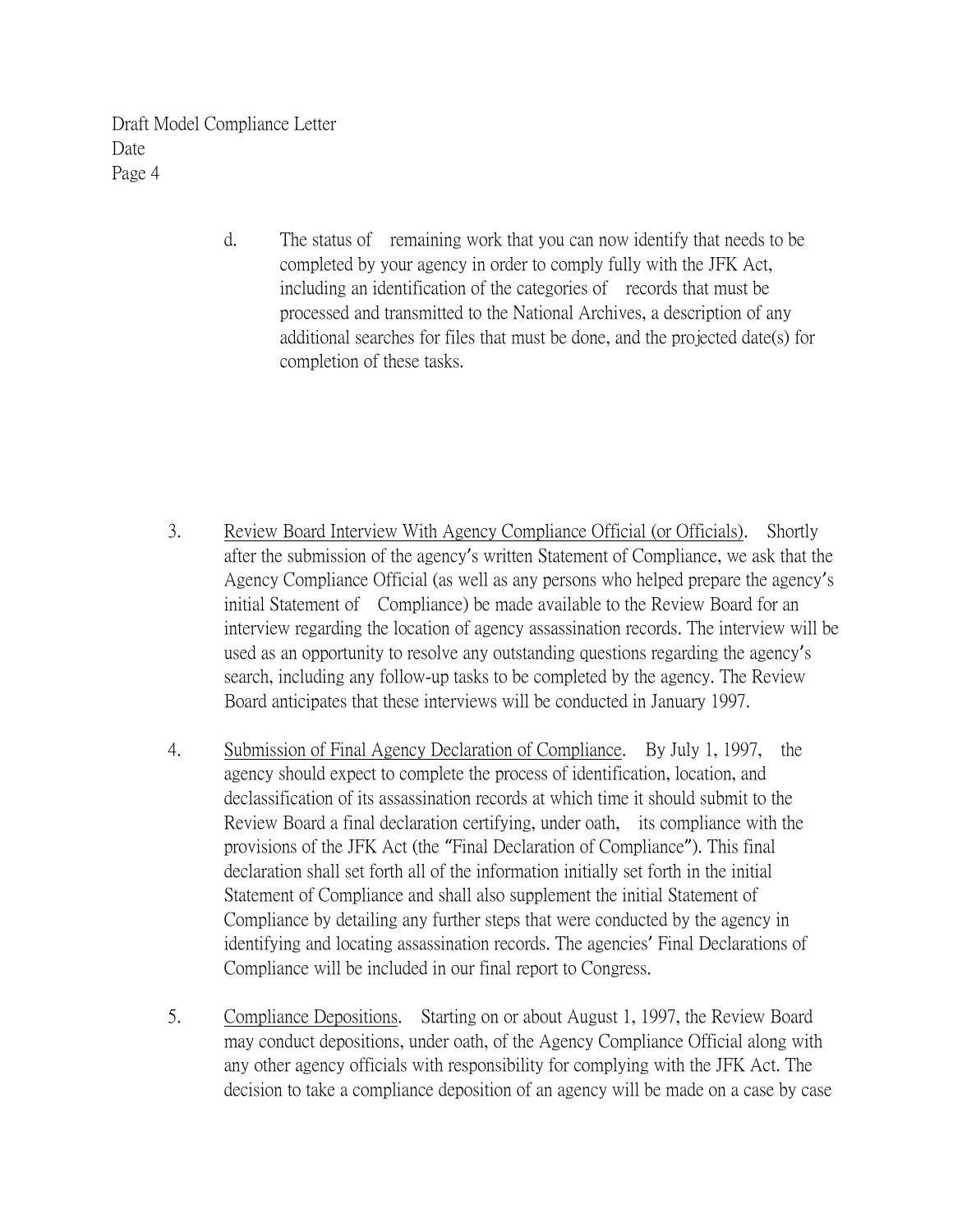d. The status of remaining work that you can now identify that needs to be completed by your agency in order to comply fully with the JFK Act, including an identification of the categories of records that must be processed and transmitted to the National Archives, a description of any additional searches for files that must be done, and the projected date(s) for completion of these tasks.

3. <u>Review Board Interview With Agency Compliance Official (or Officials)</u>. Shortly after the submission of the agency's written Statement of Compliance, we ask that the Agency Compliance Official (as well as any persons who helped prepare the agency's initial Statement of Compliance) be made available to the Review Board for an interview regarding the location of agency assassination records. The interview will be used as an opportunity to resolve any outstanding questions regarding the agency's search, including any follow-up tasks to be completed by the agency. The Review Board anticipates that these interviews will be conducted in January 1997.

4. <u>Submission of Final Agency Declaration of Compliance</u>. By July 1, 1997, the agency should expect to complete the process of identification, location, and declassification of its assassination records at which time it should submit to the Review Board a final declaration certifying, under oath, its compliance with the provisions of the JFK Act (the "Final Declaration of Compliance"). This final declaration shall set forth all of the information initially set forth in the initial Statement of Compliance and shall also supplement the initial Statement of Compliance by detailing any further steps that were conducted by the agency in identifying and locating assassination records. The agencies' Final Declarations of Compliance will be included in our final report to Congress.

5. <u>Compliance Depositions</u>. Starting on or about August 1, 1997, the Review Board may conduct depositions, under oath, of the Agency Compliance Official along with any other agency officials with responsibility for complying with the JFK Act. The decision to take a compliance deposition of an agency will be made on a case by case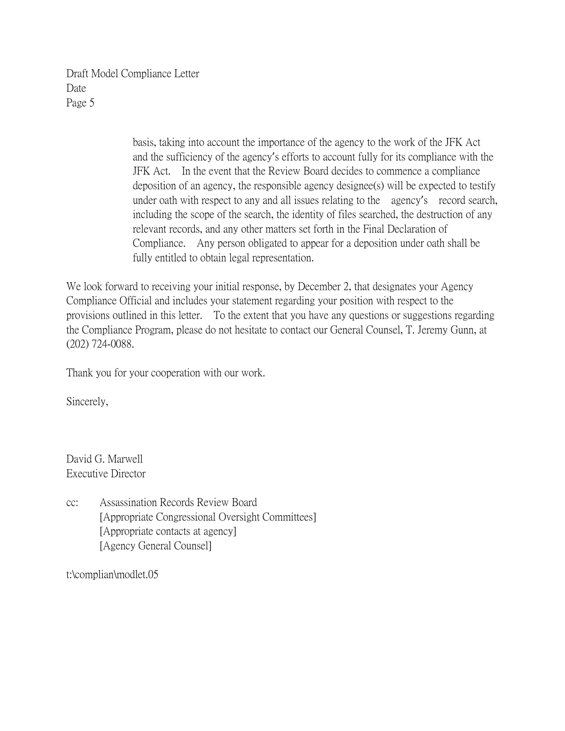basis, taking into account the importance of the agency to the work of the JFK Act and the sufficiency of the agency's efforts to account fully for its compliance with the JFK Act. In the event that the Review Board decides to commence a compliance deposition of an agency, the responsible agency designee(s) will be expected to testify under oath with respect to any and all issues relating to the agency's record search, including the scope of the search, the identity of files searched, the destruction of any relevant records, and any other matters set forth in the Final Declaration of Compliance. Any person obligated to appear for a deposition under oath shall be fully entitled to obtain legal representation.

We look forward to receiving your initial response, by December 2, that designates your Agency Compliance Official and includes your statement regarding your position with respect to the provisions outlined in this letter. To the extent that you have any questions or suggestions regarding the Compliance Program, please do not hesitate to contact our General Counsel, T. Jeremy Gunn, at (202) 724-0088.

Thank you for your cooperation with our work.

Sincerely,

David G. Marwell
Executive Director

cc: Assassination Records Review Board
[Appropriate Congressional Oversight Committees]
[Appropriate contacts at agency]
[Agency General Counsel]

t:\complian\modlet.05